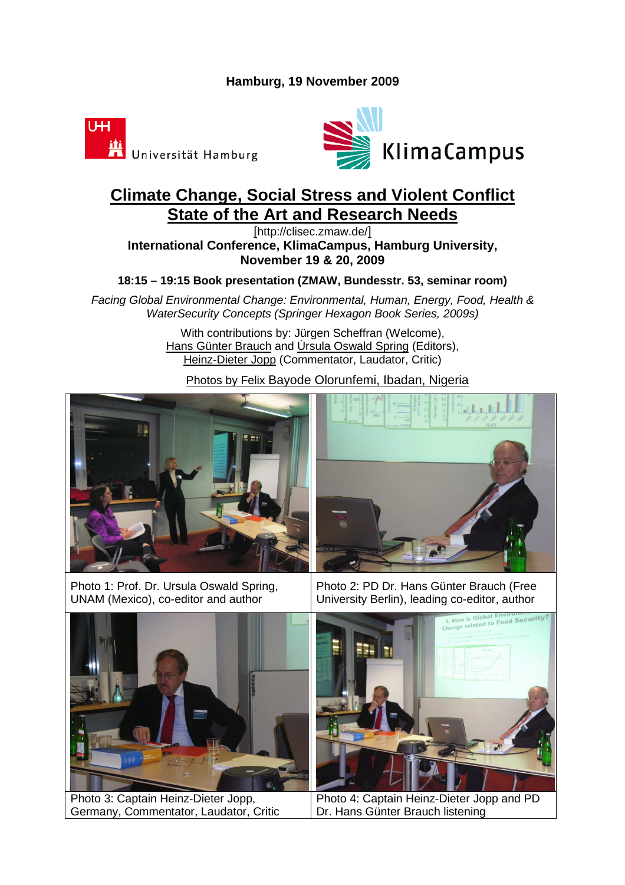**Hamburg, 19 November 2009**

Universität Hamburg

KlimaCampus

# Climate Change, Social Stress and Violent Conflict
# State of the Art and Research Needs

[http://clisec.zmaw.de/]

**International Conference, KlimaCampus, Hamburg University, November 19 & 20, 2009**

**18:15 – 19:15 Book presentation (ZMAW, Bundesstr. 53, seminar room)**

*Facing Global Environmental Change: Environmental, Human, Energy, Food, Health & WaterSecurity Concepts (Springer Hexagon Book Series, 2009s)*

With contributions by: Jürgen Scheffran (Welcome), Hans Günter Brauch and Úrsula Oswald Spring (Editors), Heinz-Dieter Jopp (Commentator, Laudator, Critic)

Photos by Felix Bayode Olorunfemi, Ibadan, Nigeria

| Photo 1: Prof. Dr. Ursula Oswald Spring, UNAM (Mexico), co-editor and author | Photo 2: PD Dr. Hans Günter Brauch (Free University Berlin), leading co-editor, author |
|---|---|
| Photo 3: Captain Heinz-Dieter Jopp, Germany, Commentator, Laudator, Critic | Photo 4: Captain Heinz-Dieter Jopp and PD Dr. Hans Günter Brauch listening |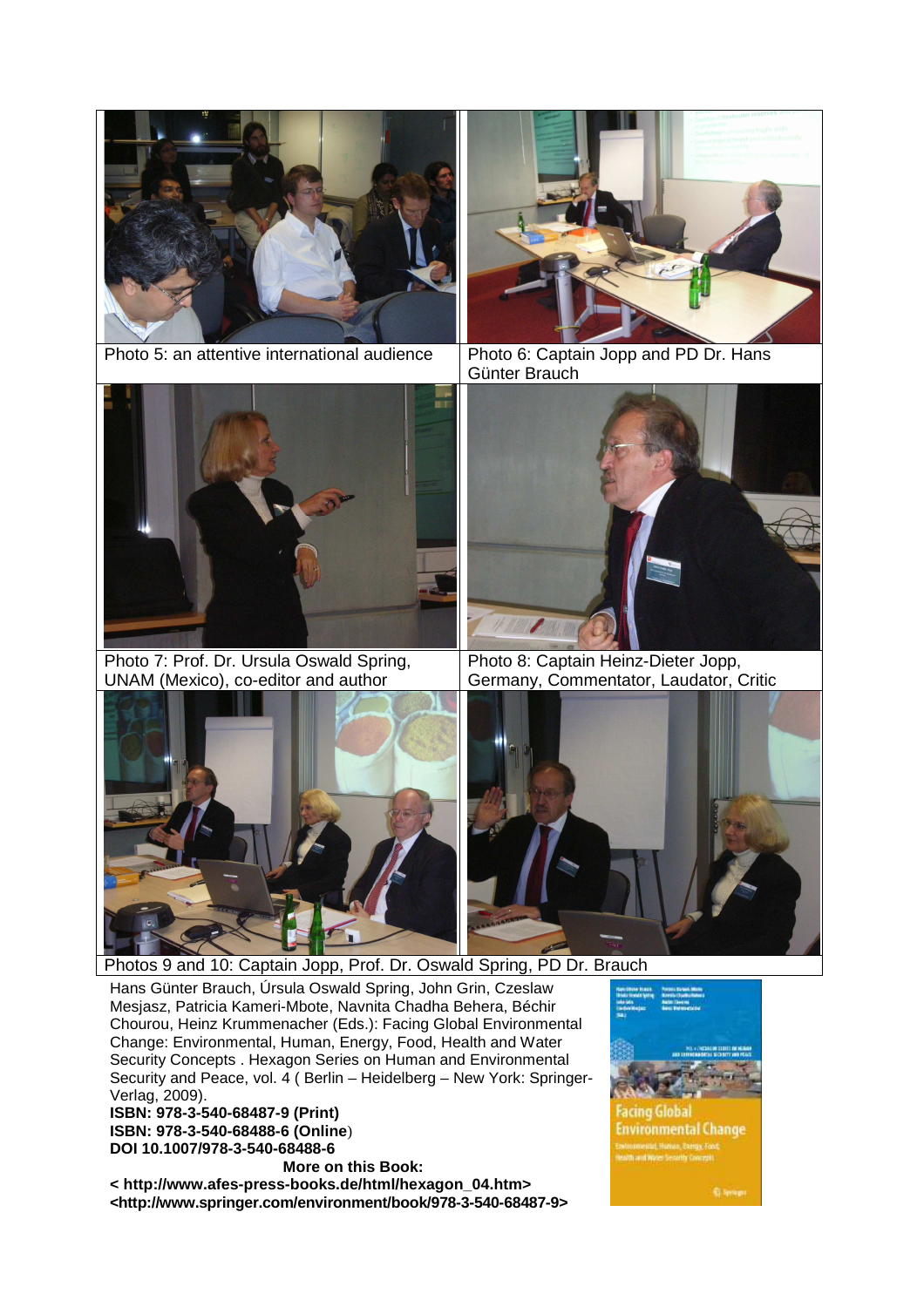Photo 5: an attentive international audience

Photo 6: Captain Jopp and PD Dr. Hans Günter Brauch

Photo 7: Prof. Dr. Ursula Oswald Spring, UNAM (Mexico), co-editor and author

Photo 8: Captain Heinz-Dieter Jopp, Germany, Commentator, Laudator, Critic

Photos 9 and 10: Captain Jopp, Prof. Dr. Oswald Spring, PD Dr. Brauch

Hans Günter Brauch, Úrsula Oswald Spring, John Grin, Czeslaw Mesjasz, Patricia Kameri-Mbote, Navnita Chadha Behera, Béchir Chourou, Heinz Krummenacher (Eds.): Facing Global Environmental Change: Environmental, Human, Energy, Food, Health and Water Security Concepts . Hexagon Series on Human and Environmental Security and Peace, vol. 4 ( Berlin – Heidelberg – New York: Springer-Verlag, 2009).

**ISBN: 978-3-540-68487-9 (Print)**
**ISBN: 978-3-540-68488-6 (Online)**
**DOI 10.1007/978-3-540-68488-6**

**More on this Book:**

**< http://www.afes-press-books.de/html/hexagon_04.htm>**
**<http://www.springer.com/environment/book/978-3-540-68487-9>**